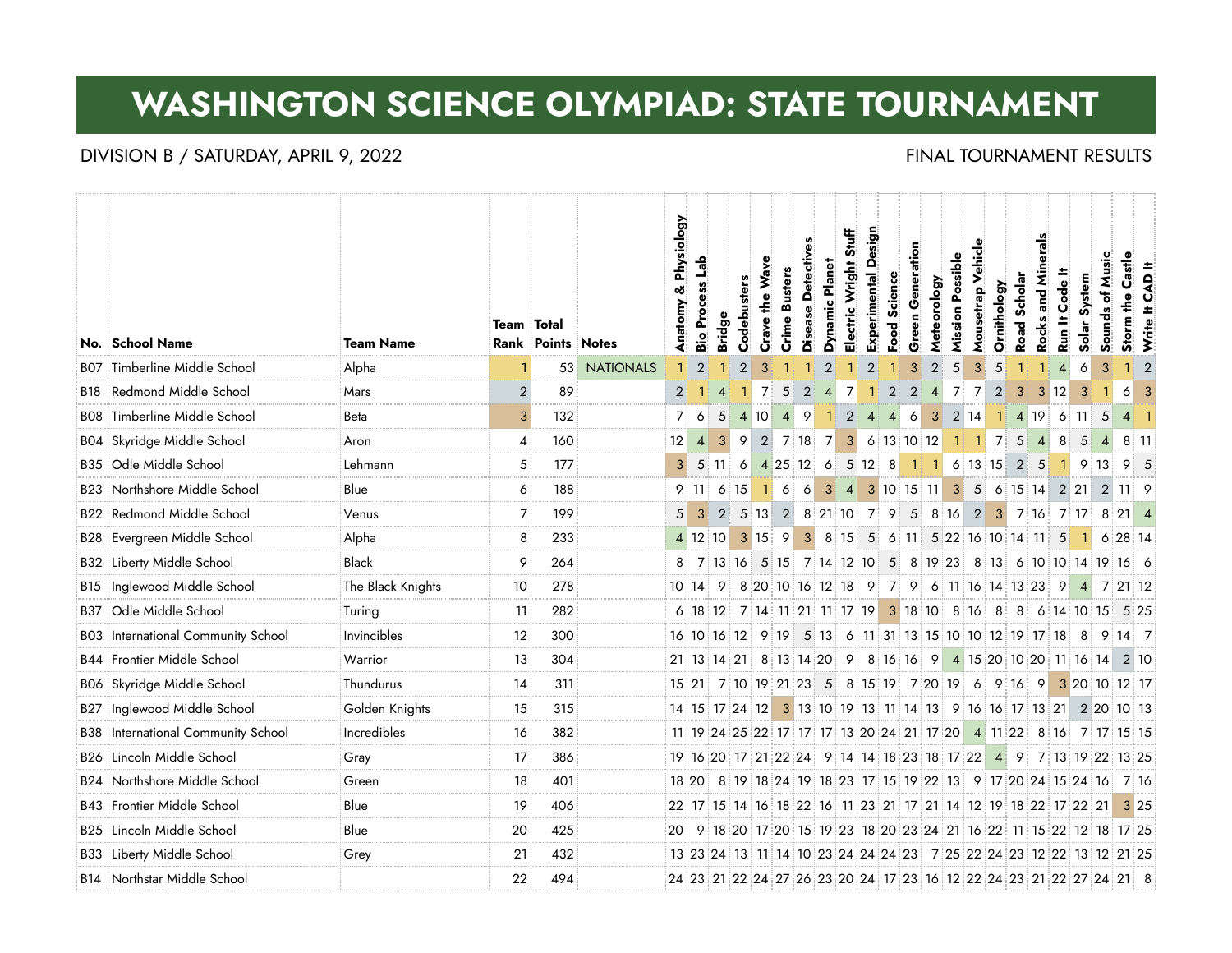# WASHINGTON SCIENCE OLYMPIAD: STATE TOURNAMENT

DIVISION B / SATURDAY, APRIL 9, 2022

FINAL TOURNAMENT RESULTS

| No. | School Name | Team Name | Team Rank | Total Points | Notes | Anatomy & Physiology | Bio Process Lab | Bridge | Codebusters | Crave the Wave | Crime Busters | Disease Detectives | Dynamic Planet | Electric Wright Stuff | Experimental Design | Food Science | Green Generation | Meteorology | Mission Possible | Mousetrap Vehicle | Ornithology | Road Scholar | Rocks and Minerals | Run It Code It | Solar System | Sounds of Music | Storm the Castle | Write It CAD It |
|---|---|---|---|---|---|---|---|---|---|---|---|---|---|---|---|---|---|---|---|---|---|---|---|---|---|---|---|---|
| B07 | Timberline Middle School | Alpha | 1 | 53 | NATIONALS | 1 | 2 | 1 | 2 | 3 | 1 | 1 | 2 | 1 | 2 | 1 | 3 | 2 | 5 | 3 | 5 | 1 | 1 | 4 | 6 | 3 | 1 | 2 |
| B18 | Redmond Middle School | Mars | 2 | 89 | | 2 | 1 | 4 | 1 | 7 | 5 | 2 | 4 | 7 | 1 | 2 | 2 | 4 | 7 | 7 | 2 | 3 | 3 | 12 | 3 | 1 | 6 | 3 |
| B08 | Timberline Middle School | Beta | 3 | 132 | | 7 | 6 | 5 | 4 | 10 | 4 | 9 | 1 | 2 | 4 | 4 | 6 | 3 | 2 | 14 | 1 | 4 | 19 | 6 | 11 | 5 | 4 | 1 |
| B04 | Skyridge Middle School | Aron | 4 | 160 | | 12 | 4 | 3 | 9 | 2 | 7 | 18 | 7 | 3 | 6 | 13 | 10 | 12 | 1 | 1 | 7 | 5 | 4 | 8 | 5 | 4 | 8 | 11 |
| B35 | Odle Middle School | Lehmann | 5 | 177 | | 3 | 5 | 11 | 6 | 4 | 25 | 12 | 6 | 5 | 12 | 8 | 1 | 1 | 6 | 13 | 15 | 2 | 5 | 1 | 9 | 13 | 9 | 5 |
| B23 | Northshore Middle School | Blue | 6 | 188 | | 9 | 11 | 6 | 15 | 1 | 6 | 6 | 3 | 4 | 3 | 10 | 15 | 11 | 3 | 5 | 6 | 15 | 14 | 2 | 21 | 2 | 11 | 9 |
| B22 | Redmond Middle School | Venus | 7 | 199 | | 5 | 3 | 2 | 5 | 13 | 2 | 8 | 21 | 10 | 7 | 9 | 5 | 8 | 16 | 2 | 3 | 7 | 16 | 7 | 17 | 8 | 21 | 4 |
| B28 | Evergreen Middle School | Alpha | 8 | 233 | | 4 | 12 | 10 | 3 | 15 | 9 | 3 | 8 | 15 | 5 | 6 | 11 | 5 | 22 | 16 | 10 | 14 | 11 | 5 | 1 | 6 | 28 | 14 |
| B32 | Liberty Middle School | Black | 9 | 264 | | 8 | 7 | 13 | 16 | 5 | 15 | 7 | 14 | 12 | 10 | 5 | 8 | 19 | 23 | 8 | 13 | 6 | 10 | 10 | 14 | 19 | 16 | 6 |
| B15 | Inglewood Middle School | The Black Knights | 10 | 278 | | 10 | 14 | 9 | 8 | 20 | 10 | 16 | 12 | 18 | 9 | 7 | 9 | 6 | 11 | 16 | 14 | 13 | 23 | 9 | 4 | 7 | 21 | 12 |
| B37 | Odle Middle School | Turing | 11 | 282 | | 6 | 18 | 12 | 7 | 14 | 11 | 21 | 11 | 17 | 19 | 3 | 18 | 10 | 8 | 16 | 8 | 8 | 6 | 14 | 10 | 15 | 5 | 25 |
| B03 | International Community School | Invincibles | 12 | 300 | | 16 | 10 | 16 | 12 | 9 | 19 | 5 | 13 | 6 | 11 | 31 | 13 | 15 | 10 | 10 | 12 | 19 | 17 | 18 | 8 | 9 | 14 | 7 |
| B44 | Frontier Middle School | Warrior | 13 | 304 | | 21 | 13 | 14 | 21 | 8 | 13 | 14 | 20 | 9 | 8 | 16 | 16 | 9 | 4 | 15 | 20 | 10 | 20 | 11 | 16 | 14 | 2 | 10 |
| B06 | Skyridge Middle School | Thundurus | 14 | 311 | | 15 | 21 | 7 | 10 | 19 | 21 | 23 | 5 | 8 | 15 | 19 | 7 | 20 | 19 | 6 | 9 | 16 | 9 | 3 | 20 | 10 | 12 | 17 |
| B27 | Inglewood Middle School | Golden Knights | 15 | 315 | | 14 | 15 | 17 | 24 | 12 | 3 | 13 | 10 | 19 | 13 | 11 | 14 | 13 | 9 | 16 | 16 | 17 | 13 | 21 | 2 | 20 | 10 | 13 |
| B38 | International Community School | Incredibles | 16 | 382 | | 11 | 19 | 24 | 25 | 22 | 17 | 17 | 17 | 13 | 20 | 24 | 21 | 17 | 20 | 4 | 11 | 22 | 8 | 16 | 7 | 17 | 15 | 15 |
| B26 | Lincoln Middle School | Gray | 17 | 386 | | 19 | 16 | 20 | 17 | 21 | 22 | 24 | 9 | 14 | 14 | 18 | 23 | 18 | 17 | 22 | 4 | 9 | 7 | 13 | 19 | 22 | 13 | 25 |
| B24 | Northshore Middle School | Green | 18 | 401 | | 18 | 20 | 8 | 19 | 18 | 24 | 19 | 18 | 23 | 17 | 15 | 19 | 22 | 13 | 9 | 17 | 20 | 24 | 15 | 24 | 16 | 7 | 16 |
| B43 | Frontier Middle School | Blue | 19 | 406 | | 22 | 17 | 15 | 14 | 16 | 18 | 22 | 16 | 11 | 23 | 21 | 17 | 21 | 14 | 12 | 19 | 18 | 22 | 17 | 22 | 21 | 3 | 25 |
| B25 | Lincoln Middle School | Blue | 20 | 425 | | 20 | 9 | 18 | 20 | 17 | 20 | 15 | 19 | 23 | 18 | 20 | 23 | 24 | 21 | 16 | 22 | 11 | 15 | 22 | 12 | 18 | 17 | 25 |
| B33 | Liberty Middle School | Grey | 21 | 432 | | 13 | 23 | 24 | 13 | 11 | 14 | 10 | 23 | 24 | 24 | 24 | 23 | 7 | 25 | 22 | 24 | 23 | 12 | 22 | 13 | 12 | 21 | 25 |
| B14 | Northstar Middle School | | 22 | 494 | | 24 | 23 | 21 | 22 | 24 | 27 | 26 | 23 | 20 | 24 | 17 | 23 | 16 | 12 | 22 | 24 | 23 | 21 | 22 | 27 | 24 | 21 | 8 |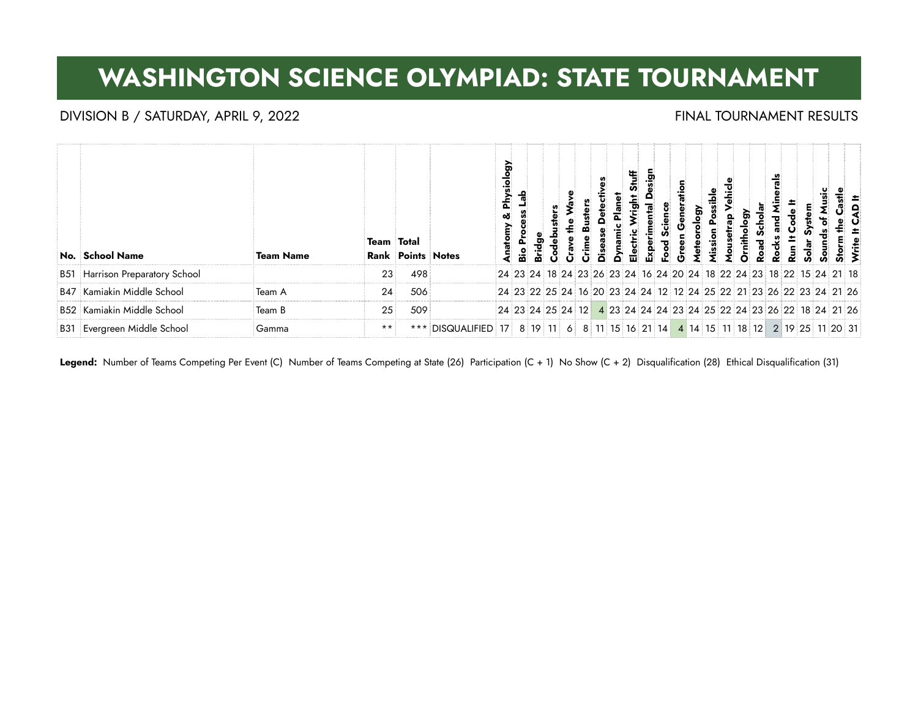# WASHINGTON SCIENCE OLYMPIAD: STATE TOURNAMENT

DIVISION B / SATURDAY, APRIL 9, 2022

FINAL TOURNAMENT RESULTS

| No. | School Name | Team Name | Team Rank | Total Points | Notes | Anatomy & Physiology | Bio Process Lab | Bridge | Codebusters | Crave the Wave | Crime Busters | Disease Detectives | Dynamic Planet | Electric Wright Stuff | Experimental Design | Food Science | Green Generation | Meteorology | Mission Possible | Mousetrap Vehicle | Ornithology | Road Scholar | Rocks and Minerals | Run It Code It | Solar System | Sounds of Music | Storm the Castle | Write It CAD It |
|---|---|---|---|---|---|---|---|---|---|---|---|---|---|---|---|---|---|---|---|---|---|---|---|---|---|---|---|---|
| B51 | Harrison Preparatory School | | 23 | 498 | | 24 | 23 | 24 | 18 | 24 | 23 | 26 | 23 | 24 | 16 | 24 | 20 | 24 | 18 | 22 | 24 | 23 | 18 | 22 | 15 | 24 | 21 | 18 |
| B47 | Kamiakin Middle School | Team A | 24 | 506 | | 24 | 23 | 22 | 25 | 24 | 16 | 20 | 23 | 24 | 24 | 12 | 12 | 24 | 25 | 22 | 21 | 23 | 26 | 22 | 23 | 24 | 21 | 26 |
| B52 | Kamiakin Middle School | Team B | 25 | 509 | | 24 | 23 | 24 | 25 | 24 | 12 | 4 | 23 | 24 | 24 | 24 | 23 | 24 | 25 | 22 | 24 | 23 | 26 | 22 | 18 | 24 | 21 | 26 |
| B31 | Evergreen Middle School | Gamma | ** | *** | DISQUALIFIED | 17 | 8 | 19 | 11 | 6 | 8 | 11 | 15 | 16 | 21 | 14 | 4 | 14 | 15 | 11 | 18 | 12 | 2 | 19 | 25 | 11 | 20 | 31 |

**Legend:** Number of Teams Competing Per Event (C) Number of Teams Competing at State (26) Participation (C + 1) No Show (C + 2) Disqualification (28) Ethical Disqualification (31)